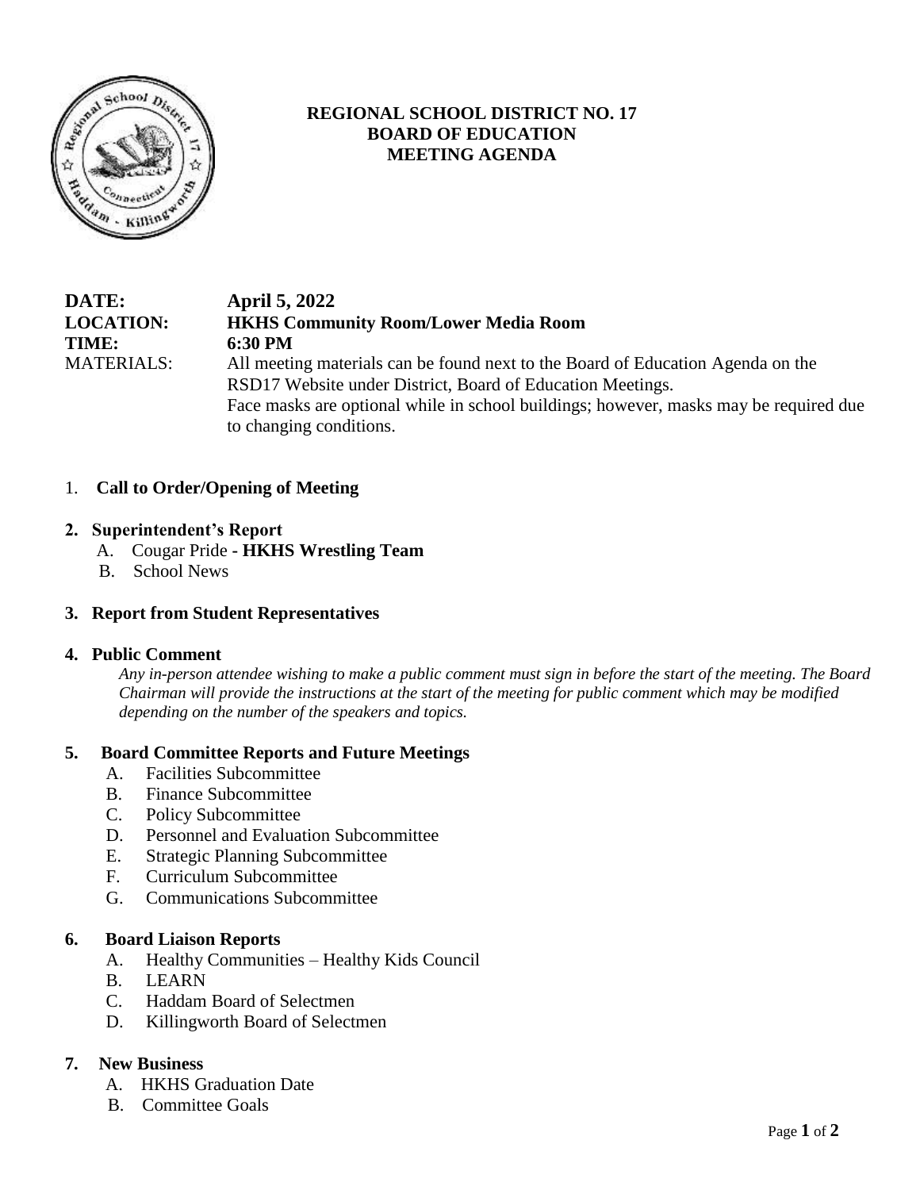# REGIONAL SCHOOL DISTRICT NO. 17
## BOARD OF EDUCATION
## MEETING AGENDA

**DATE:** **April 5, 2022**
**LOCATION:** **HKHS Community Room/Lower Media Room**
**TIME:** **6:30 PM**
MATERIALS: All meeting materials can be found next to the Board of Education Agenda on the RSD17 Website under District, Board of Education Meetings.
Face masks are optional while in school buildings; however, masks may be required due to changing conditions.

1. **Call to Order/Opening of Meeting**

2. **Superintendent's Report**
   - A. Cougar Pride - **HKHS Wrestling Team**
   - B. School News

3. **Report from Student Representatives**

4. **Public Comment**

   *Any in-person attendee wishing to make a public comment must sign in before the start of the meeting. The Board Chairman will provide the instructions at the start of the meeting for public comment which may be modified depending on the number of the speakers and topics.*

5. **Board Committee Reports and Future Meetings**
   - A. Facilities Subcommittee
   - B. Finance Subcommittee
   - C. Policy Subcommittee
   - D. Personnel and Evaluation Subcommittee
   - E. Strategic Planning Subcommittee
   - F. Curriculum Subcommittee
   - G. Communications Subcommittee

6. **Board Liaison Reports**
   - A. Healthy Communities – Healthy Kids Council
   - B. LEARN
   - C. Haddam Board of Selectmen
   - D. Killingworth Board of Selectmen

7. **New Business**
   - A. HKHS Graduation Date
   - B. Committee Goals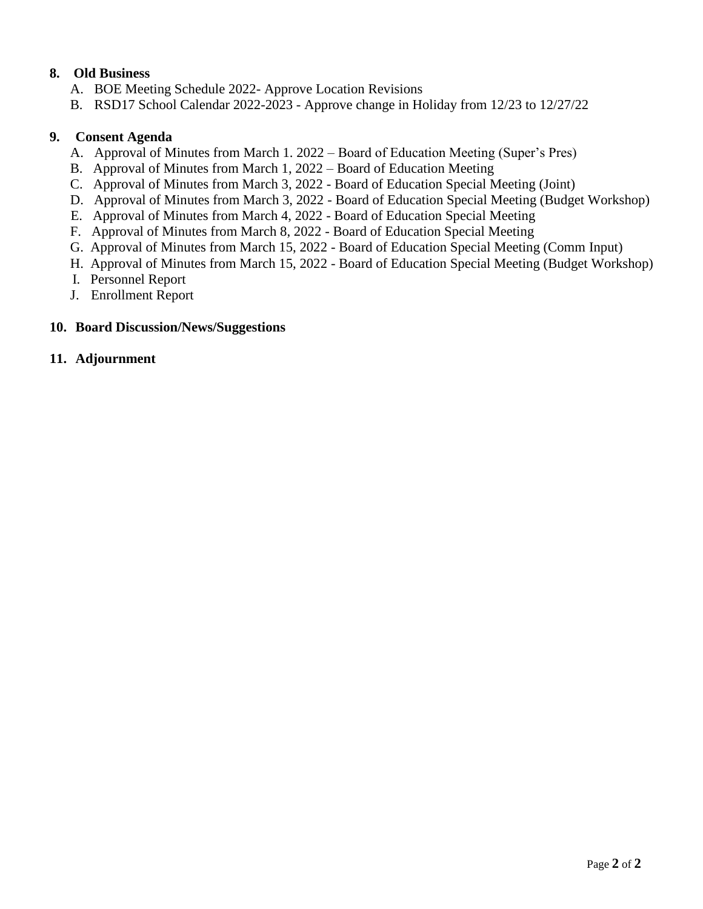**8. Old Business**

A. BOE Meeting Schedule 2022- Approve Location Revisions
B. RSD17 School Calendar 2022-2023 - Approve change in Holiday from 12/23 to 12/27/22

**9. Consent Agenda**

A. Approval of Minutes from March 1. 2022 – Board of Education Meeting (Super's Pres)
B. Approval of Minutes from March 1, 2022 – Board of Education Meeting
C. Approval of Minutes from March 3, 2022 - Board of Education Special Meeting (Joint)
D. Approval of Minutes from March 3, 2022 - Board of Education Special Meeting (Budget Workshop)
E. Approval of Minutes from March 4, 2022 - Board of Education Special Meeting
F. Approval of Minutes from March 8, 2022 - Board of Education Special Meeting
G. Approval of Minutes from March 15, 2022 - Board of Education Special Meeting (Comm Input)
H. Approval of Minutes from March 15, 2022 - Board of Education Special Meeting (Budget Workshop)
I. Personnel Report
J. Enrollment Report

**10. Board Discussion/News/Suggestions**

**11. Adjournment**